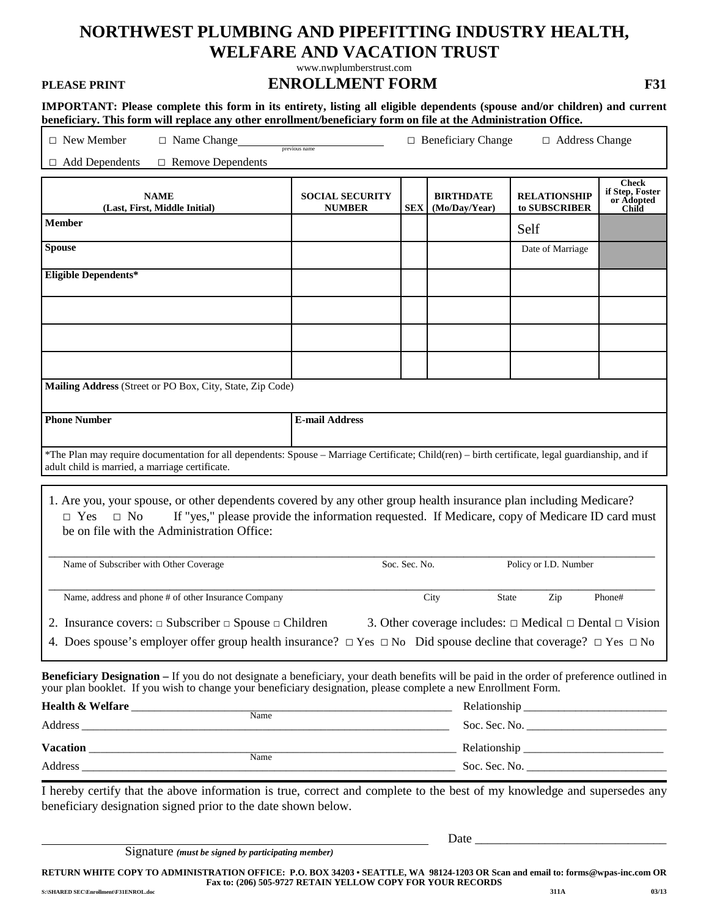# NORTHWEST PLUMBING AND PIPEFITTING INDUSTRY HEALTH, WELFARE AND VACATION TRUST

www.nwplumberstrust.com

**PLEASE PRINT** **ENROLLMENT FORM** **F31**

**IMPORTANT: Please complete this form in its entirety, listing all eligible dependents (spouse and/or children) and current beneficiary. This form will replace any other enrollment/beneficiary form on file at the Administration Office.**

□ New Member □ Name Change ________________ (previous name) □ Beneficiary Change □ Address Change

□ Add Dependents □ Remove Dependents

| NAME (Last, First, Middle Initial) | SOCIAL SECURITY NUMBER | SEX | BIRTHDATE (Mo/Day/Year) | RELATIONSHIP to SUBSCRIBER | Check if Step, Foster or Adopted Child |
|---|---|---|---|---|---|
| **Member** | | | | Self | |
| **Spouse** | | | | Date of Marriage | |
| **Eligible Dependents*** | | | | | |
| | | | | | |
| | | | | | |
| | | | | | |

**Mailing Address** (Street or PO Box, City, State, Zip Code)

**Phone Number** **E-mail Address**

*The Plan may require documentation for all dependents: Spouse – Marriage Certificate; Child(ren) – birth certificate, legal guardianship, and if adult child is married, a marriage certificate.

1. Are you, your spouse, or other dependents covered by any other group health insurance plan including Medicare? □ Yes □ No If "yes," please provide the information requested. If Medicare, copy of Medicare ID card must be on file with the Administration Office:

_______________________________________________
Name of Subscriber with Other Coverage Soc. Sec. No. Policy or I.D. Number

_______________________________________________
Name, address and phone # of other Insurance Company City State Zip Phone#

2. Insurance covers: □ Subscriber □ Spouse □ Children
3. Other coverage includes: □ Medical □ Dental □ Vision
4. Does spouse's employer offer group health insurance? □ Yes □ No Did spouse decline that coverage? □ Yes □ No

**Beneficiary Designation –** If you do not designate a beneficiary, your death benefits will be paid in the order of preference outlined in your plan booklet. If you wish to change your beneficiary designation, please complete a new Enrollment Form.

**Health & Welfare** ______________________ (Name) Relationship ______________________

Address ______________________ Soc. Sec. No. ______________________

**Vacation** ______________________ (Name) Relationship ______________________

Address ______________________ Soc. Sec. No. ______________________

I hereby certify that the above information is true, correct and complete to the best of my knowledge and supersedes any beneficiary designation signed prior to the date shown below.

______________________ Date ______________________

Signature *(must be signed by participating member)*

**RETURN WHITE COPY TO ADMINISTRATION OFFICE: P.O. BOX 34203 • SEATTLE, WA 98124-1203 OR Scan and email to: forms@wpas-inc.com OR Fax to: (206) 505-9727 RETAIN YELLOW COPY FOR YOUR RECORDS**

S:\SHARED SEC\Enrollment\F31ENROL.doc 311A 03/13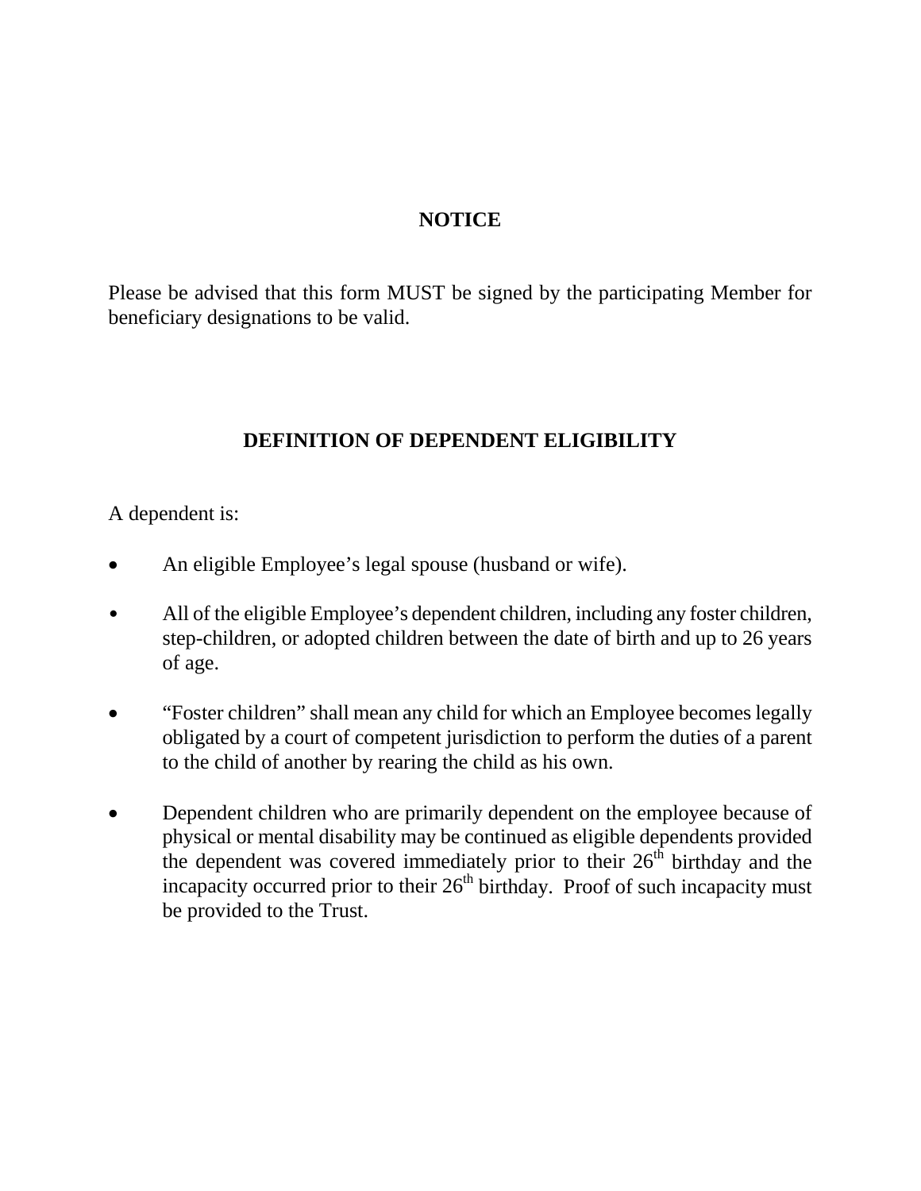## NOTICE

Please be advised that this form MUST be signed by the participating Member for beneficiary designations to be valid.

## DEFINITION OF DEPENDENT ELIGIBILITY

A dependent is:

- An eligible Employee's legal spouse (husband or wife).
- All of the eligible Employee's dependent children, including any foster children, step-children, or adopted children between the date of birth and up to 26 years of age.
- "Foster children" shall mean any child for which an Employee becomes legally obligated by a court of competent jurisdiction to perform the duties of a parent to the child of another by rearing the child as his own.
- Dependent children who are primarily dependent on the employee because of physical or mental disability may be continued as eligible dependents provided the dependent was covered immediately prior to their 26th birthday and the incapacity occurred prior to their 26th birthday. Proof of such incapacity must be provided to the Trust.